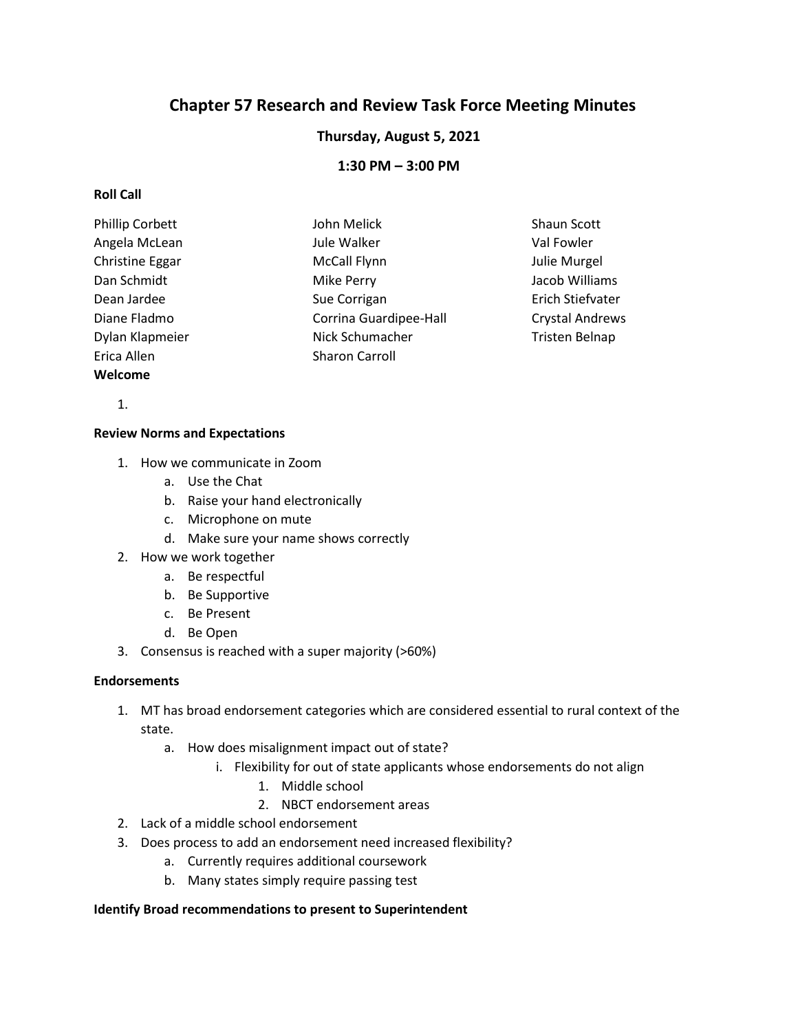# Chapter 57 Research and Review Task Force Meeting Minutes

**Thursday, August 5, 2021**

**1:30 PM – 3:00 PM**

**Roll Call**

Phillip Corbett
Angela McLean
Christine Eggar
Dan Schmidt
Dean Jardee
Diane Fladmo
Dylan Klapmeier
Erica Allen
John Melick
Jule Walker
McCall Flynn
Mike Perry
Sue Corrigan
Corrina Guardipee-Hall
Nick Schumacher
Sharon Carroll
Shaun Scott
Val Fowler
Julie Murgel
Jacob Williams
Erich Stiefvater
Crystal Andrews
Tristen Belnap

**Welcome**

1.

**Review Norms and Expectations**

1. How we communicate in Zoom
   a. Use the Chat
   b. Raise your hand electronically
   c. Microphone on mute
   d. Make sure your name shows correctly
2. How we work together
   a. Be respectful
   b. Be Supportive
   c. Be Present
   d. Be Open
3. Consensus is reached with a super majority (>60%)

**Endorsements**

1. MT has broad endorsement categories which are considered essential to rural context of the state.
   a. How does misalignment impact out of state?
      i. Flexibility for out of state applicants whose endorsements do not align
         1. Middle school
         2. NBCT endorsement areas
2. Lack of a middle school endorsement
3. Does process to add an endorsement need increased flexibility?
   a. Currently requires additional coursework
   b. Many states simply require passing test

**Identify Broad recommendations to present to Superintendent**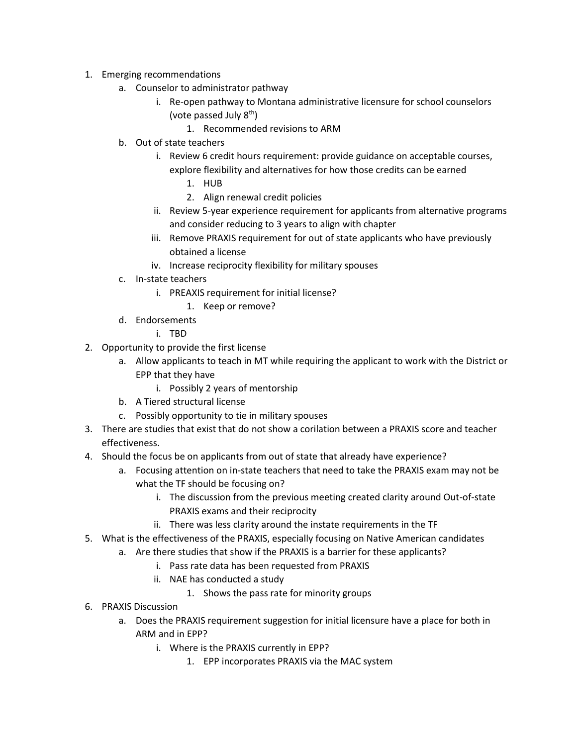1. Emerging recommendations
    a. Counselor to administrator pathway
        i. Re-open pathway to Montana administrative licensure for school counselors (vote passed July 8th)
            1. Recommended revisions to ARM
    b. Out of state teachers
        i. Review 6 credit hours requirement: provide guidance on acceptable courses, explore flexibility and alternatives for how those credits can be earned
            1. HUB
            2. Align renewal credit policies
        ii. Review 5-year experience requirement for applicants from alternative programs and consider reducing to 3 years to align with chapter
        iii. Remove PRAXIS requirement for out of state applicants who have previously obtained a license
        iv. Increase reciprocity flexibility for military spouses
    c. In-state teachers
        i. PREAXIS requirement for initial license?
            1. Keep or remove?
    d. Endorsements
        i. TBD
2. Opportunity to provide the first license
    a. Allow applicants to teach in MT while requiring the applicant to work with the District or EPP that they have
        i. Possibly 2 years of mentorship
    b. A Tiered structural license
    c. Possibly opportunity to tie in military spouses
3. There are studies that exist that do not show a corilation between a PRAXIS score and teacher effectiveness.
4. Should the focus be on applicants from out of state that already have experience?
    a. Focusing attention on in-state teachers that need to take the PRAXIS exam may not be what the TF should be focusing on?
        i. The discussion from the previous meeting created clarity around Out-of-state PRAXIS exams and their reciprocity
        ii. There was less clarity around the instate requirements in the TF
5. What is the effectiveness of the PRAXIS, especially focusing on Native American candidates
    a. Are there studies that show if the PRAXIS is a barrier for these applicants?
        i. Pass rate data has been requested from PRAXIS
        ii. NAE has conducted a study
            1. Shows the pass rate for minority groups
6. PRAXIS Discussion
    a. Does the PRAXIS requirement suggestion for initial licensure have a place for both in ARM and in EPP?
        i. Where is the PRAXIS currently in EPP?
            1. EPP incorporates PRAXIS via the MAC system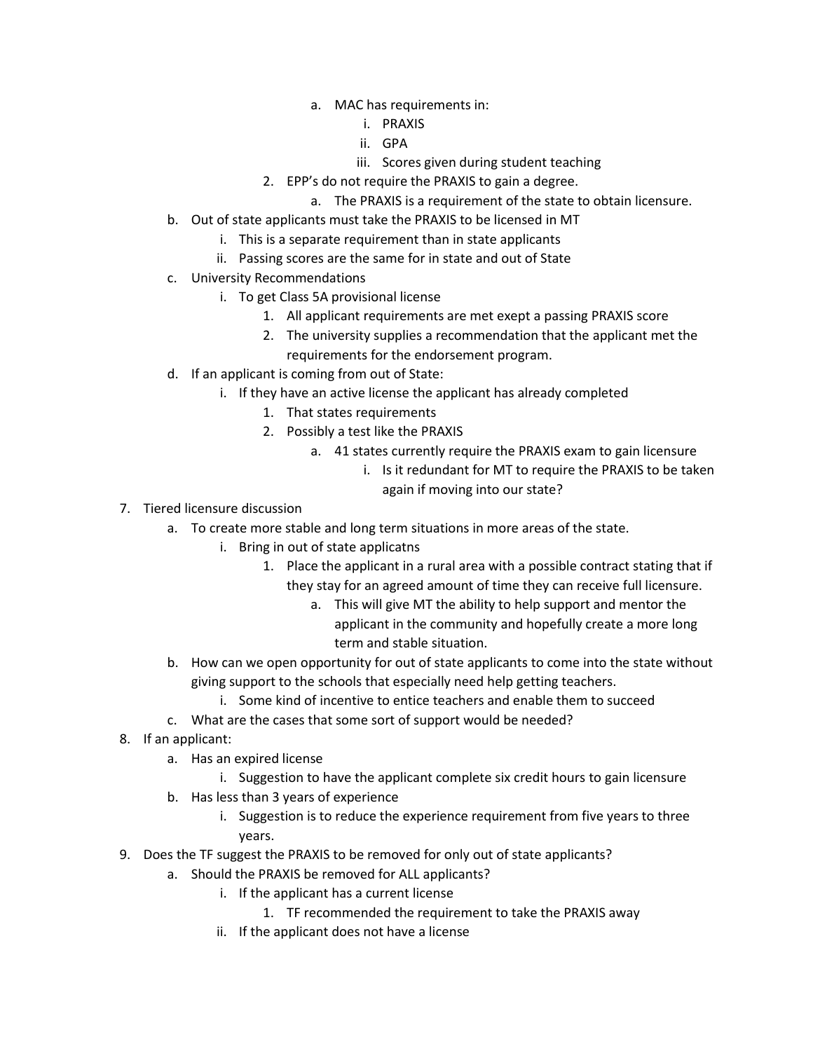- a. MAC has requirements in:
                - i. PRAXIS
                - ii. GPA
                - iii. Scores given during student teaching
        - 2. EPP's do not require the PRAXIS to gain a degree.
            - a. The PRAXIS is a requirement of the state to obtain licensure.
    - b. Out of state applicants must take the PRAXIS to be licensed in MT
        - i. This is a separate requirement than in state applicants
        - ii. Passing scores are the same for in state and out of State
    - c. University Recommendations
        - i. To get Class 5A provisional license
            - 1. All applicant requirements are met exept a passing PRAXIS score
            - 2. The university supplies a recommendation that the applicant met the requirements for the endorsement program.
    - d. If an applicant is coming from out of State:
        - i. If they have an active license the applicant has already completed
            - 1. That states requirements
            - 2. Possibly a test like the PRAXIS
                - a. 41 states currently require the PRAXIS exam to gain licensure
                    - i. Is it redundant for MT to require the PRAXIS to be taken again if moving into our state?

7. Tiered licensure discussion
    - a. To create more stable and long term situations in more areas of the state.
        - i. Bring in out of state applicatns
            - 1. Place the applicant in a rural area with a possible contract stating that if they stay for an agreed amount of time they can receive full licensure.
                - a. This will give MT the ability to help support and mentor the applicant in the community and hopefully create a more long term and stable situation.
    - b. How can we open opportunity for out of state applicants to come into the state without giving support to the schools that especially need help getting teachers.
        - i. Some kind of incentive to entice teachers and enable them to succeed
    - c. What are the cases that some sort of support would be needed?
8. If an applicant:
    - a. Has an expired license
        - i. Suggestion to have the applicant complete six credit hours to gain licensure
    - b. Has less than 3 years of experience
        - i. Suggestion is to reduce the experience requirement from five years to three years.
9. Does the TF suggest the PRAXIS to be removed for only out of state applicants?
    - a. Should the PRAXIS be removed for ALL applicants?
        - i. If the applicant has a current license
            - 1. TF recommended the requirement to take the PRAXIS away
        - ii. If the applicant does not have a license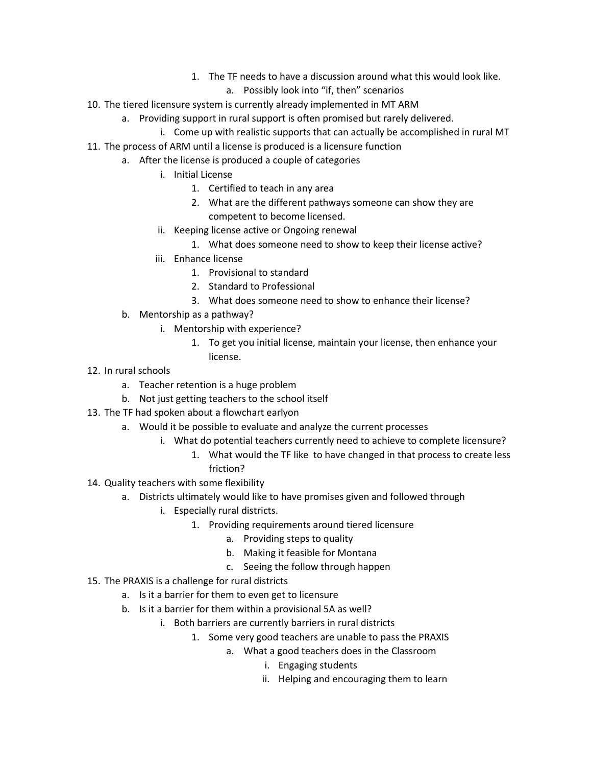1. The TF needs to have a discussion around what this would look like.
                a. Possibly look into "if, then" scenarios

10. The tiered licensure system is currently already implemented in MT ARM
    a. Providing support in rural support is often promised but rarely delivered.
        i. Come up with realistic supports that can actually be accomplished in rural MT
11. The process of ARM until a license is produced is a licensure function
    a. After the license is produced a couple of categories
        i. Initial License
            1. Certified to teach in any area
            2. What are the different pathways someone can show they are competent to become licensed.
        ii. Keeping license active or Ongoing renewal
            1. What does someone need to show to keep their license active?
        iii. Enhance license
            1. Provisional to standard
            2. Standard to Professional
            3. What does someone need to show to enhance their license?
    b. Mentorship as a pathway?
        i. Mentorship with experience?
            1. To get you initial license, maintain your license, then enhance your license.
12. In rural schools
    a. Teacher retention is a huge problem
    b. Not just getting teachers to the school itself
13. The TF had spoken about a flowchart earlyon
    a. Would it be possible to evaluate and analyze the current processes
        i. What do potential teachers currently need to achieve to complete licensure?
            1. What would the TF like to have changed in that process to create less friction?
14. Quality teachers with some flexibility
    a. Districts ultimately would like to have promises given and followed through
        i. Especially rural districts.
            1. Providing requirements around tiered licensure
                a. Providing steps to quality
                b. Making it feasible for Montana
                c. Seeing the follow through happen
15. The PRAXIS is a challenge for rural districts
    a. Is it a barrier for them to even get to licensure
    b. Is it a barrier for them within a provisional 5A as well?
        i. Both barriers are currently barriers in rural districts
            1. Some very good teachers are unable to pass the PRAXIS
                a. What a good teachers does in the Classroom
                    i. Engaging students
                    ii. Helping and encouraging them to learn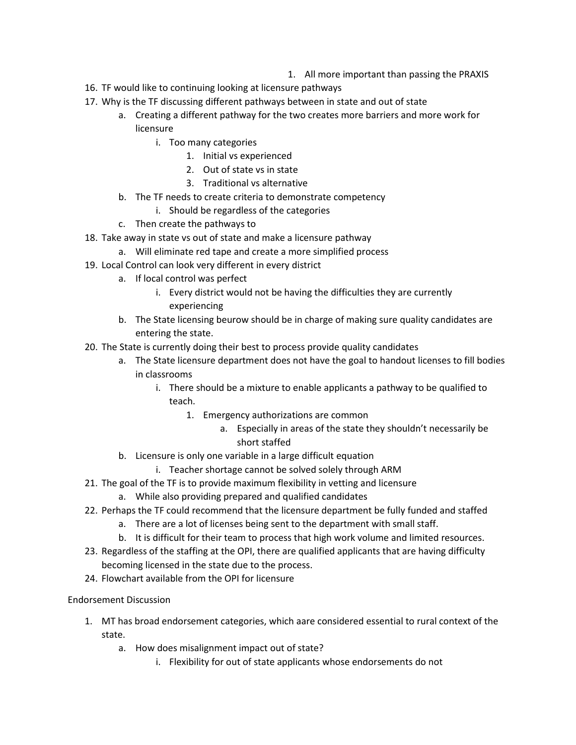1. All more important than passing the PRAXIS

16. TF would like to continuing looking at licensure pathways
17. Why is the TF discussing different pathways between in state and out of state
    a. Creating a different pathway for the two creates more barriers and more work for licensure
        i. Too many categories
            1. Initial vs experienced
            2. Out of state vs in state
            3. Traditional vs alternative
    b. The TF needs to create criteria to demonstrate competency
        i. Should be regardless of the categories
    c. Then create the pathways to
18. Take away in state vs out of state and make a licensure pathway
    a. Will eliminate red tape and create a more simplified process
19. Local Control can look very different in every district
    a. If local control was perfect
        i. Every district would not be having the difficulties they are currently experiencing
    b. The State licensing beurow should be in charge of making sure quality candidates are entering the state.
20. The State is currently doing their best to process provide quality candidates
    a. The State licensure department does not have the goal to handout licenses to fill bodies in classrooms
        i. There should be a mixture to enable applicants a pathway to be qualified to teach.
            1. Emergency authorizations are common
                a. Especially in areas of the state they shouldn't necessarily be short staffed
    b. Licensure is only one variable in a large difficult equation
        i. Teacher shortage cannot be solved solely through ARM
21. The goal of the TF is to provide maximum flexibility in vetting and licensure
    a. While also providing prepared and qualified candidates
22. Perhaps the TF could recommend that the licensure department be fully funded and staffed
    a. There are a lot of licenses being sent to the department with small staff.
    b. It is difficult for their team to process that high work volume and limited resources.
23. Regardless of the staffing at the OPI, there are qualified applicants that are having difficulty becoming licensed in the state due to the process.
24. Flowchart available from the OPI for licensure

Endorsement Discussion

1. MT has broad endorsement categories, which aare considered essential to rural context of the state.
    a. How does misalignment impact out of state?
        i. Flexibility for out of state applicants whose endorsements do not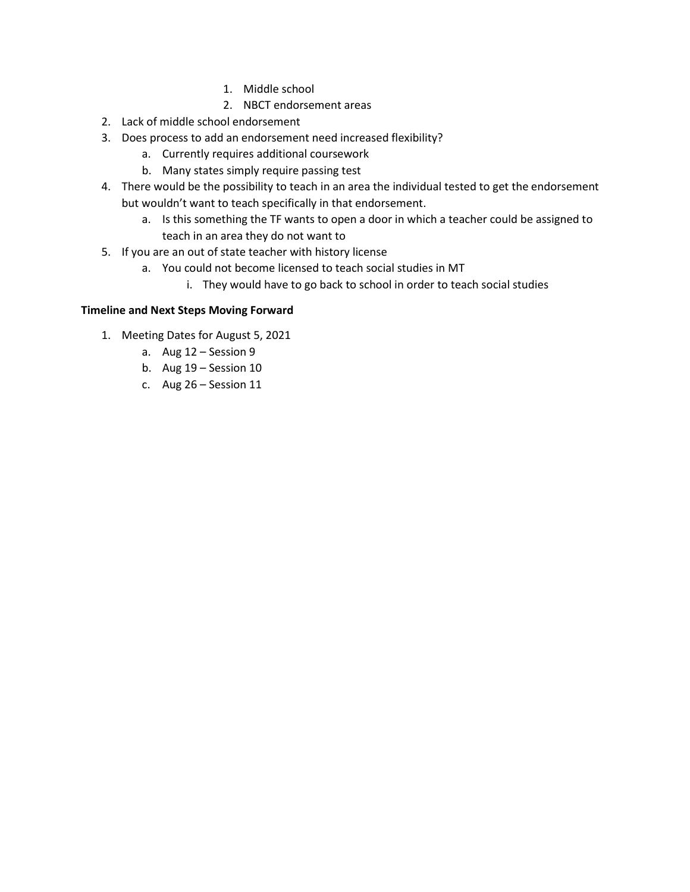1. Middle school
        2. NBCT endorsement areas
2. Lack of middle school endorsement
3. Does process to add an endorsement need increased flexibility?
    a. Currently requires additional coursework
    b. Many states simply require passing test
4. There would be the possibility to teach in an area the individual tested to get the endorsement but wouldn't want to teach specifically in that endorsement.
    a. Is this something the TF wants to open a door in which a teacher could be assigned to teach in an area they do not want to
5. If you are an out of state teacher with history license
    a. You could not become licensed to teach social studies in MT
        i. They would have to go back to school in order to teach social studies

**Timeline and Next Steps Moving Forward**

1. Meeting Dates for August 5, 2021
    a. Aug 12 – Session 9
    b. Aug 19 – Session 10
    c. Aug 26 – Session 11